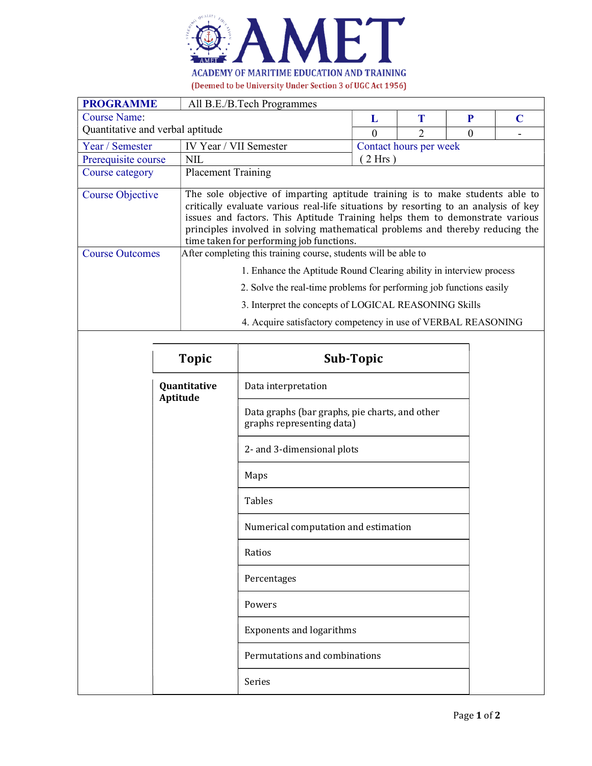# AMET

**ACADEMY OF MARITIME EDUCATION AND TRAINING**

(Deemed to be University Under Section 3 of UGC Act 1956)

| **PROGRAMME** | All B.E./B.Tech Programmes | | | | |
|---|---|---|---|---|---|
| Course Name: Quantitative and verbal aptitude | | **L** | **T** | **P** | **C** |
| | | 0 | 2 | 0 | - |
| Year / Semester | IV Year / VII Semester | Contact hours per week | | | |
| Prerequisite course | NIL | ( 2 Hrs ) | | | |
| Course category | Placement Training | | | | |
| Course Objective | The sole objective of imparting aptitude training is to make students able to critically evaluate various real-life situations by resorting to an analysis of key issues and factors. This Aptitude Training helps them to demonstrate various principles involved in solving mathematical problems and thereby reducing the time taken for performing job functions. | | | | |
| Course Outcomes | After completing this training course, students will be able to<br>1. Enhance the Aptitude Round Clearing ability in interview process<br>2. Solve the real-time problems for performing job functions easily<br>3. Interpret the concepts of LOGICAL REASONING Skills<br>4. Acquire satisfactory competency in use of VERBAL REASONING | | | | |

| Topic | Sub-Topic |
|---|---|
| **Quantitative Aptitude** | Data interpretation |
| | Data graphs (bar graphs, pie charts, and other graphs representing data) |
| | 2- and 3-dimensional plots |
| | Maps |
| | Tables |
| | Numerical computation and estimation |
| | Ratios |
| | Percentages |
| | Powers |
| | Exponents and logarithms |
| | Permutations and combinations |
| | Series |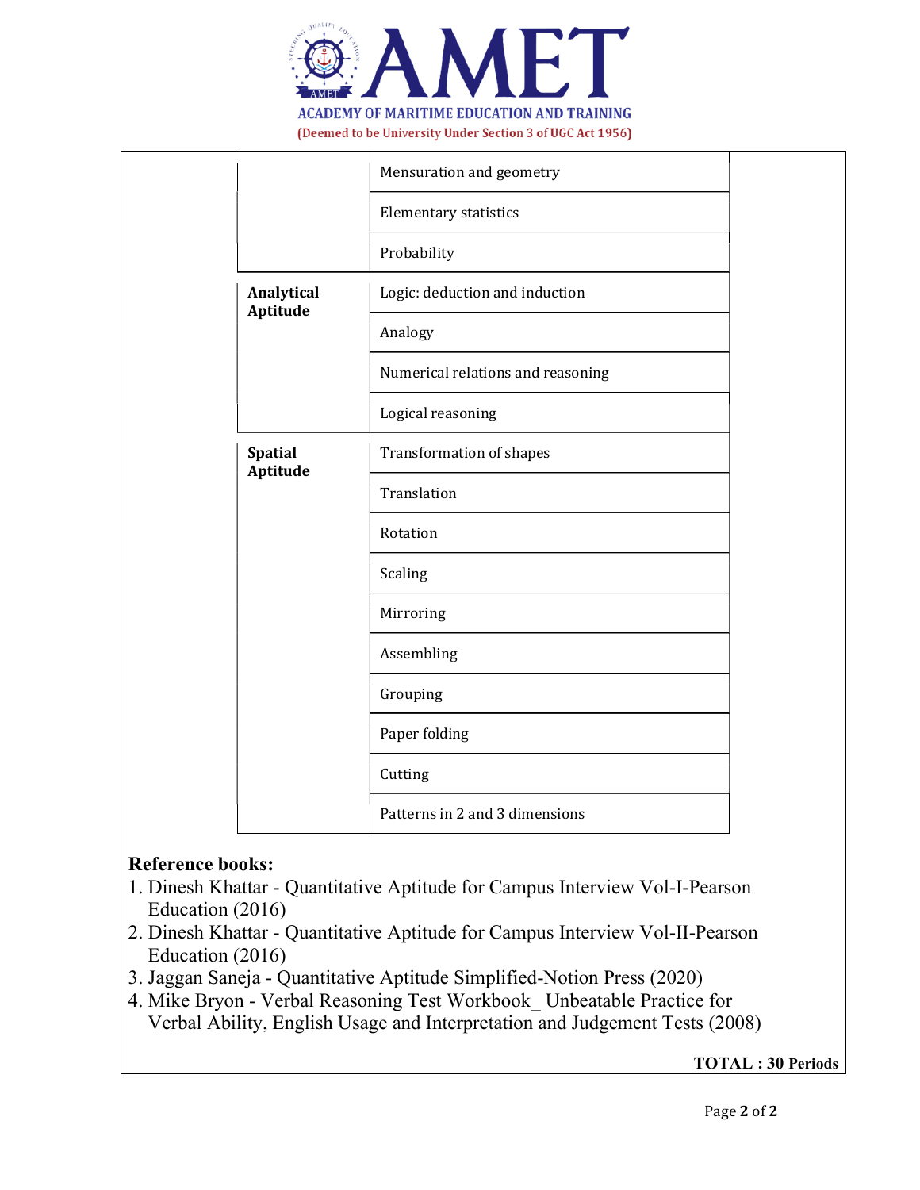| | |
|---|---|
| | Mensuration and geometry |
| | Elementary statistics |
| | Probability |
| **Analytical Aptitude** | Logic: deduction and induction |
| | Analogy |
| | Numerical relations and reasoning |
| | Logical reasoning |
| **Spatial Aptitude** | Transformation of shapes |
| | Translation |
| | Rotation |
| | Scaling |
| | Mirroring |
| | Assembling |
| | Grouping |
| | Paper folding |
| | Cutting |
| | Patterns in 2 and 3 dimensions |

**Reference books:**

1. Dinesh Khattar - Quantitative Aptitude for Campus Interview Vol-I-Pearson Education (2016)
2. Dinesh Khattar - Quantitative Aptitude for Campus Interview Vol-II-Pearson Education (2016)
3. Jaggan Saneja - Quantitative Aptitude Simplified-Notion Press (2020)
4. Mike Bryon - Verbal Reasoning Test Workbook_ Unbeatable Practice for Verbal Ability, English Usage and Interpretation and Judgement Tests (2008)

**TOTAL : 30 Periods**